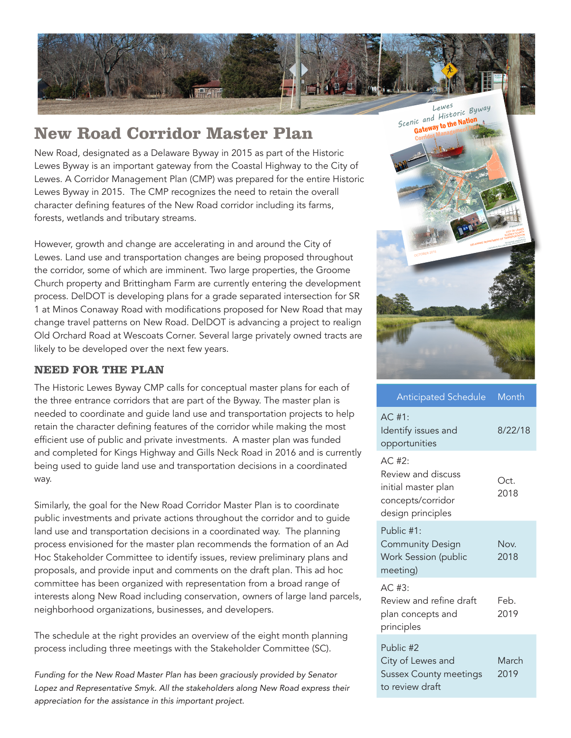# New Road Corridor Master Plan

New Road, designated as a Delaware Byway in 2015 as part of the Historic Lewes Byway is an important gateway from the Coastal Highway to the City of Lewes. A Corridor Management Plan (CMP) was prepared for the entire Historic Lewes Byway in 2015. The CMP recognizes the need to retain the overall character defining features of the New Road corridor including its farms, forests, wetlands and tributary streams.

However, growth and change are accelerating in and around the City of Lewes. Land use and transportation changes are being proposed throughout the corridor, some of which are imminent. Two large properties, the Groome Church property and Brittingham Farm are currently entering the development process. DelDOT is developing plans for a grade separated intersection for SR 1 at Minos Conaway Road with modifications proposed for New Road that may change travel patterns on New Road. DelDOT is advancing a project to realign Old Orchard Road at Wescoats Corner. Several large privately owned tracts are likely to be developed over the next few years.

## NEED FOR THE PLAN

The Historic Lewes Byway CMP calls for conceptual master plans for each of the three entrance corridors that are part of the Byway. The master plan is needed to coordinate and guide land use and transportation projects to help retain the character defining features of the corridor while making the most efficient use of public and private investments. A master plan was funded and completed for Kings Highway and Gills Neck Road in 2016 and is currently being used to guide land use and transportation decisions in a coordinated way.

Similarly, the goal for the New Road Corridor Master Plan is to coordinate public investments and private actions throughout the corridor and to guide land use and transportation decisions in a coordinated way. The planning process envisioned for the master plan recommends the formation of an Ad Hoc Stakeholder Committee to identify issues, review preliminary plans and proposals, and provide input and comments on the draft plan. This ad hoc committee has been organized with representation from a broad range of interests along New Road including conservation, owners of large land parcels, neighborhood organizations, businesses, and developers.

The schedule at the right provides an overview of the eight month planning process including three meetings with the Stakeholder Committee (SC).

*Funding for the New Road Master Plan has been graciously provided by Senator Lopez and Representative Smyk. All the stakeholders along New Road express their appreciation for the assistance in this important project.*

| Anticipated Schedule | Month |
|---|---|
| AC #1: Identify issues and opportunities | 8/22/18 |
| AC #2: Review and discuss initial master plan concepts/corridor design principles | Oct. 2018 |
| Public #1: Community Design Work Session (public meeting) | Nov. 2018 |
| AC #3: Review and refine draft plan concepts and principles | Feb. 2019 |
| Public #2 City of Lewes and Sussex County meetings to review draft | March 2019 |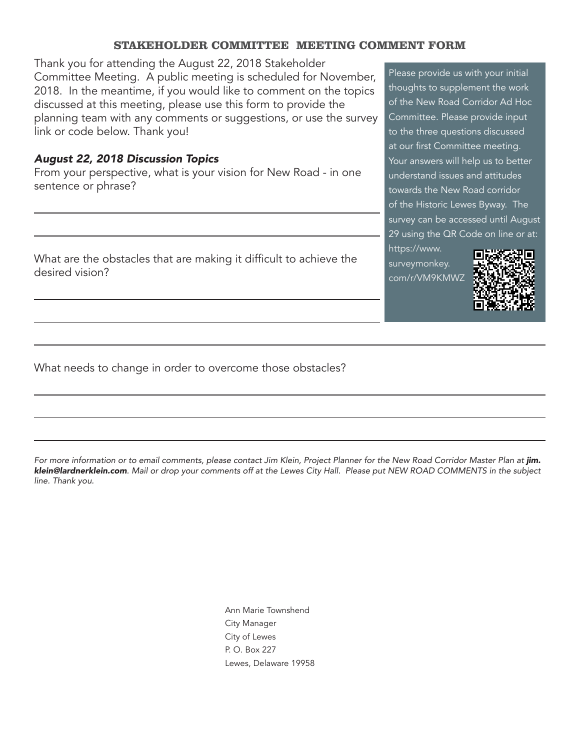## STAKEHOLDER COMMITTEE MEETING COMMENT FORM

Thank you for attending the August 22, 2018 Stakeholder Committee Meeting. A public meeting is scheduled for November, 2018. In the meantime, if you would like to comment on the topics discussed at this meeting, please use this form to provide the planning team with any comments or suggestions, or use the survey link or code below. Thank you!

Please provide us with your initial thoughts to supplement the work of the New Road Corridor Ad Hoc Committee. Please provide input to the three questions discussed at our first Committee meeting. Your answers will help us to better understand issues and attitudes towards the New Road corridor of the Historic Lewes Byway. The survey can be accessed until August 29 using the QR Code on line or at: https://www.surveymonkey.com/r/VM9KMWZ

### *August 22, 2018 Discussion Topics*

From your perspective, what is your vision for New Road - in one sentence or phrase?

\_\_\_\_\_\_\_\_\_\_\_\_\_\_\_\_\_\_\_\_\_\_\_\_\_\_\_\_\_\_\_\_\_\_\_\_\_\_\_\_\_\_\_\_\_\_\_\_

\_\_\_\_\_\_\_\_\_\_\_\_\_\_\_\_\_\_\_\_\_\_\_\_\_\_\_\_\_\_\_\_\_\_\_\_\_\_\_\_\_\_\_\_\_\_\_\_

What are the obstacles that are making it difficult to achieve the desired vision?

\_\_\_\_\_\_\_\_\_\_\_\_\_\_\_\_\_\_\_\_\_\_\_\_\_\_\_\_\_\_\_\_\_\_\_\_\_\_\_\_\_\_\_\_\_\_\_\_

\_\_\_\_\_\_\_\_\_\_\_\_\_\_\_\_\_\_\_\_\_\_\_\_\_\_\_\_\_\_\_\_\_\_\_\_\_\_\_\_\_\_\_\_\_\_\_\_

\_\_\_\_\_\_\_\_\_\_\_\_\_\_\_\_\_\_\_\_\_\_\_\_\_\_\_\_\_\_\_\_\_\_\_\_\_\_\_\_\_\_\_\_\_\_\_\_

What needs to change in order to overcome those obstacles?

\_\_\_\_\_\_\_\_\_\_\_\_\_\_\_\_\_\_\_\_\_\_\_\_\_\_\_\_\_\_\_\_\_\_\_\_\_\_\_\_\_\_\_\_\_\_\_\_

\_\_\_\_\_\_\_\_\_\_\_\_\_\_\_\_\_\_\_\_\_\_\_\_\_\_\_\_\_\_\_\_\_\_\_\_\_\_\_\_\_\_\_\_\_\_\_\_

\_\_\_\_\_\_\_\_\_\_\_\_\_\_\_\_\_\_\_\_\_\_\_\_\_\_\_\_\_\_\_\_\_\_\_\_\_\_\_\_\_\_\_\_\_\_\_\_

*For more information or to email comments, please contact Jim Klein, Project Planner for the New Road Corridor Master Plan at* ***jim.klein@lardnerklein.com****. Mail or drop your comments off at the Lewes City Hall. Please put NEW ROAD COMMENTS in the subject line. Thank you.*

Ann Marie Townshend
City Manager
City of Lewes
P. O. Box 227
Lewes, Delaware 19958